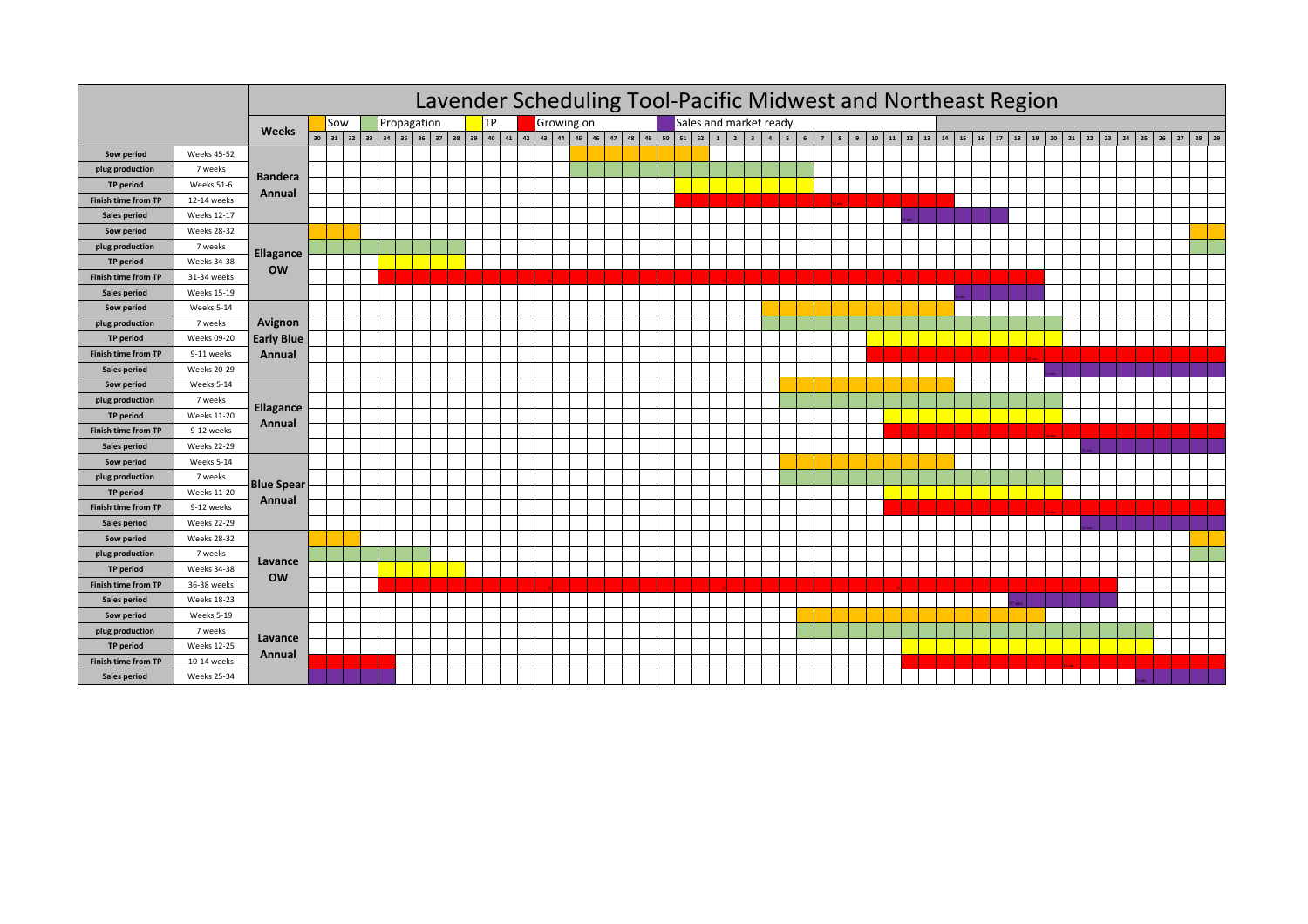# Lavender Scheduling Tool-Pacific Midwest and Northeast Region

Legend: Sow | Propagation | TP | Growing on | Sales and market ready

Weeks: 30 31 32 33 34 35 36 37 38 39 40 41 42 43 44 45 46 47 48 49 50 51 52 1 2 3 4 5 6 7 8 9 10 11 12 13 14 15 16 17 18 19 20 21 22 23 24 25 26 27 28 29

| Stage | Timing | Variety |
|---|---|---|
| Sow period | Weeks 45-52 | Bandera Annual |
| plug production | 7 weeks | |
| TP period | Weeks 51-6 | |
| Finish time from TP | 12-14 weeks | |
| Sales period | Weeks 12-17 | |
| Sow period | Weeks 28-32 | Ellagance OW |
| plug production | 7 weeks | |
| TP period | Weeks 34-38 | |
| Finish time from TP | 31-34 weeks | |
| Sales period | Weeks 15-19 | |
| Sow period | Weeks 5-14 | Avignon Early Blue Annual |
| plug production | 7 weeks | |
| TP period | Weeks 09-20 | |
| Finish time from TP | 9-11 weeks | |
| Sales period | Weeks 20-29 | |
| Sow period | Weeks 5-14 | Ellagance Annual |
| plug production | 7 weeks | |
| TP period | Weeks 11-20 | |
| Finish time from TP | 9-12 weeks | |
| Sales period | Weeks 22-29 | |
| Sow period | Weeks 5-14 | Blue Spear Annual |
| plug production | 7 weeks | |
| TP period | Weeks 11-20 | |
| Finish time from TP | 9-12 weeks | |
| Sales period | Weeks 22-29 | |
| Sow period | Weeks 28-32 | Lavance OW |
| plug production | 7 weeks | |
| TP period | Weeks 34-38 | |
| Finish time from TP | 36-38 weeks | |
| Sales period | Weeks 18-23 | |
| Sow period | Weeks 5-19 | Lavance Annual |
| plug production | 7 weeks | |
| TP period | Weeks 12-25 | |
| Finish time from TP | 10-14 weeks | |
| Sales period | Weeks 25-34 | |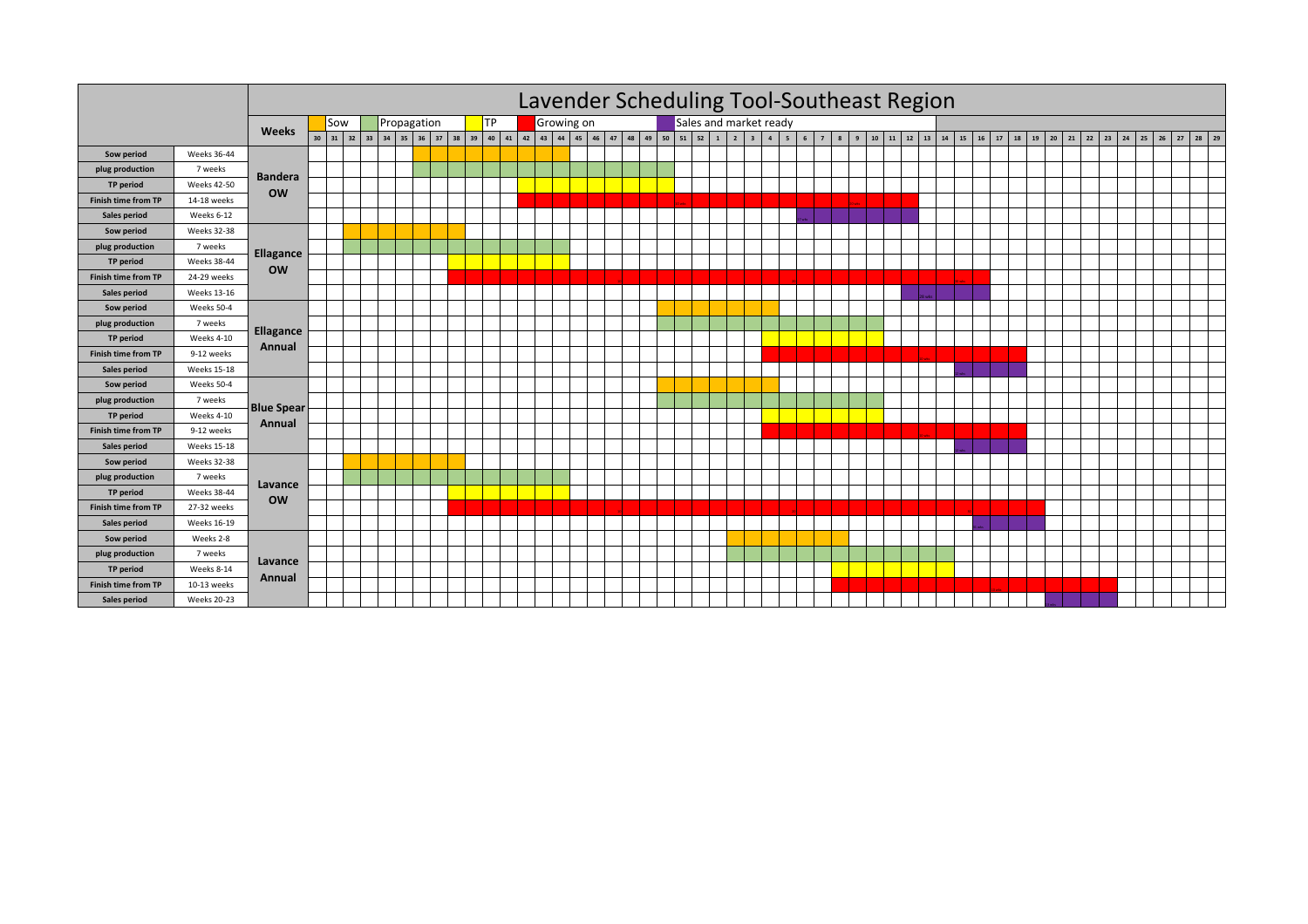# Lavender Scheduling Tool-Southeast Region

Legend: Sow | Propagation | TP | Growing on | Sales and market ready

| | | Variety |
|---|---|---|
| Sow period | Weeks 36-44 | Bandera OW |
| plug production | 7 weeks | |
| TP period | Weeks 42-50 | |
| Finish time from TP | 14-18 weeks | |
| Sales period | Weeks 6-12 | |
| Sow period | Weeks 32-38 | Ellagance OW |
| plug production | 7 weeks | |
| TP period | Weeks 38-44 | |
| Finish time from TP | 24-29 weeks | |
| Sales period | Weeks 13-16 | |
| Sow period | Weeks 50-4 | Ellagance Annual |
| plug production | 7 weeks | |
| TP period | Weeks 4-10 | |
| Finish time from TP | 9-12 weeks | |
| Sales period | Weeks 15-18 | |
| Sow period | Weeks 50-4 | Blue Spear Annual |
| plug production | 7 weeks | |
| TP period | Weeks 4-10 | |
| Finish time from TP | 9-12 weeks | |
| Sales period | Weeks 15-18 | |
| Sow period | Weeks 32-38 | Lavance OW |
| plug production | 7 weeks | |
| TP period | Weeks 38-44 | |
| Finish time from TP | 27-32 weeks | |
| Sales period | Weeks 16-19 | |
| Sow period | Weeks 2-8 | Lavance Annual |
| plug production | 7 weeks | |
| TP period | Weeks 8-14 | |
| Finish time from TP | 10-13 weeks | |
| Sales period | Weeks 20-23 | |

Weeks: 30 31 32 33 34 35 36 37 38 39 40 41 42 43 44 45 46 47 48 49 50 51 52 1 2 3 4 5 6 7 8 9 10 11 12 13 14 15 16 17 18 19 20 21 22 23 24 25 26 27 28 29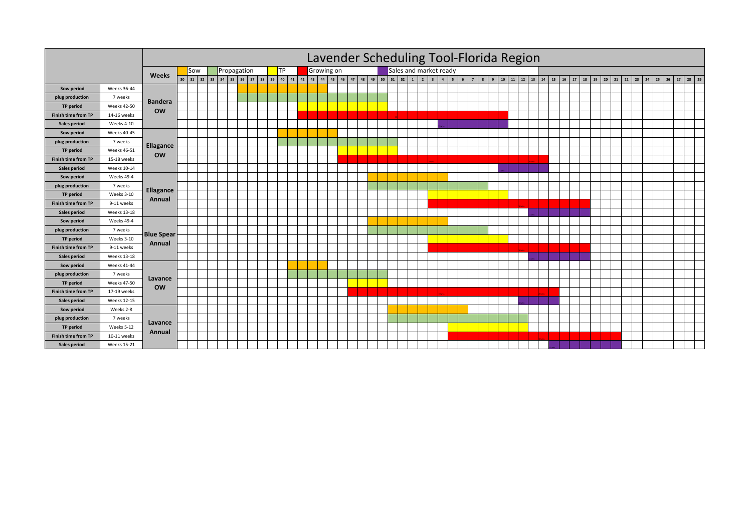# Lavender Scheduling Tool-Florida Region

Legend: Sow | Propagation | TP | Growing on | Sales and market ready

Weeks: 30 31 32 33 34 35 36 37 38 39 40 41 42 43 44 45 46 47 48 49 50 51 52 1 2 3 4 5 6 7 8 9 10 11 12 13 14 15 16 17 18 19 20 21 22 23 24 25 26 27 28 29

| | | Variety |
|---|---|---|
| Sow period | Weeks 36-44 | Bandera OW |
| plug production | 7 weeks | |
| TP period | Weeks 42-50 | |
| Finish time from TP | 14-16 weeks | |
| Sales period | Weeks 4-10 | |
| Sow period | Weeks 40-45 | Ellagance OW |
| plug production | 7 weeks | |
| TP period | Weeks 46-51 | |
| Finish time from TP | 15-18 weeks | |
| Sales period | Weeks 10-14 | |
| Sow period | Weeks 49-4 | Ellagance Annual |
| plug production | 7 weeks | |
| TP period | Weeks 3-10 | |
| Finish time from TP | 9-11 weeks | |
| Sales period | Weeks 13-18 | |
| Sow period | Weeks 49-4 | Blue Spear Annual |
| plug production | 7 weeks | |
| TP period | Weeks 3-10 | |
| Finish time from TP | 9-11 weeks | |
| Sales period | Weeks 13-18 | |
| Sow period | Weeks 41-44 | Lavance OW |
| plug production | 7 weeks | |
| TP period | Weeks 47-50 | |
| Finish time from TP | 17-19 weeks | |
| Sales period | Weeks 12-15 | |
| Sow period | Weeks 2-8 | Lavance Annual |
| plug production | 7 weeks | |
| TP period | Weeks 5-12 | |
| Finish time from TP | 10-11 weeks | |
| Sales period | Weeks 15-21 | |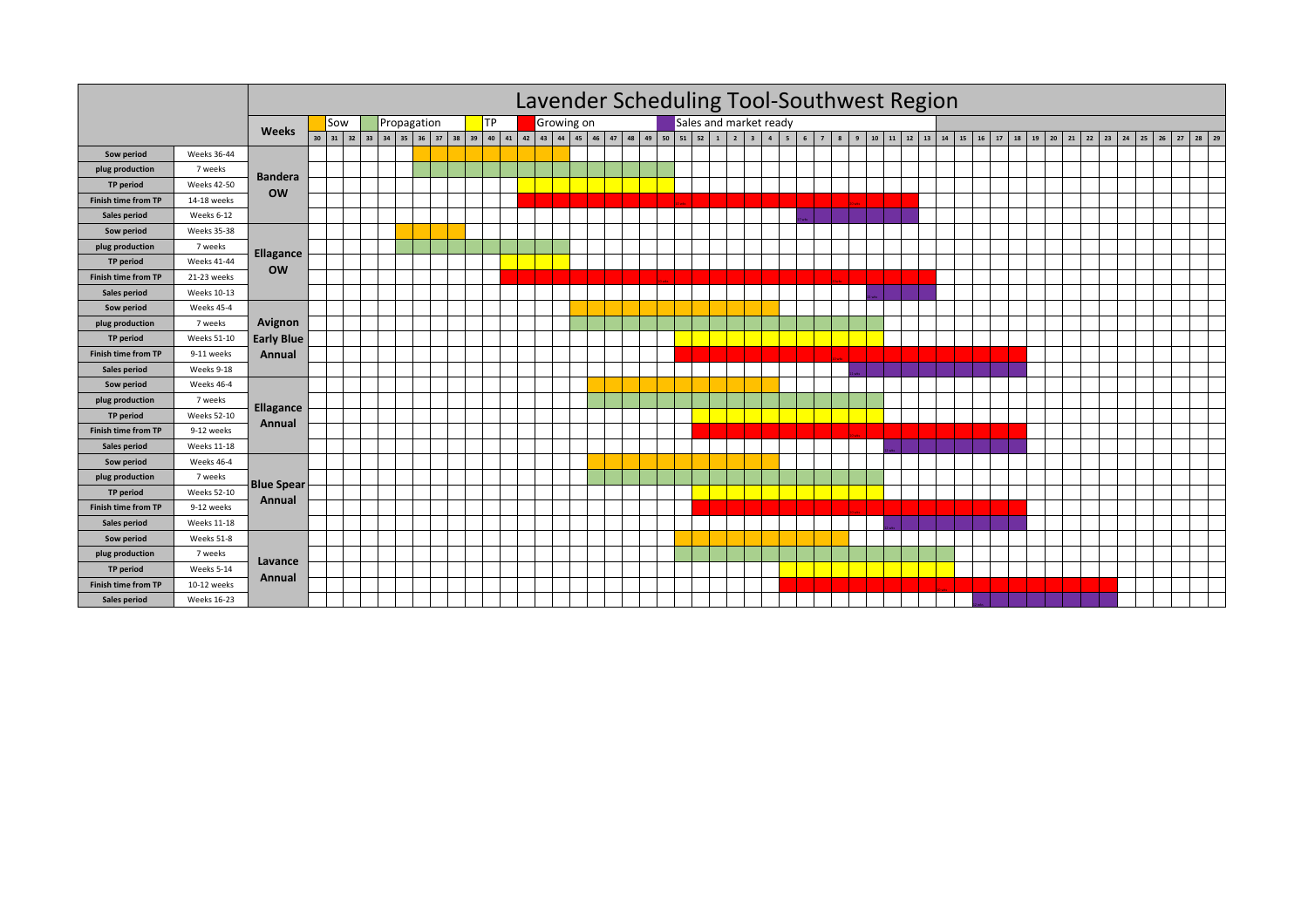# Lavender Scheduling Tool-Southwest Region

Legend: Sow | Propagation | TP | Growing on | Sales and market ready

Weeks: 30 31 32 33 34 35 36 37 38 39 40 41 42 43 44 45 46 47 48 49 50 51 52 1 2 3 4 5 6 7 8 9 10 11 12 13 14 15 16 17 18 19 20 21 22 23 24 25 26 27 28 29

| Stage | Timing | Variety |
|---|---|---|
| Sow period | Weeks 36-44 | Bandera OW |
| plug production | 7 weeks | |
| TP period | Weeks 42-50 | |
| Finish time from TP | 14-18 weeks | |
| Sales period | Weeks 6-12 | |
| Sow period | Weeks 35-38 | Ellagance OW |
| plug production | 7 weeks | |
| TP period | Weeks 41-44 | |
| Finish time from TP | 21-23 weeks | |
| Sales period | Weeks 10-13 | |
| Sow period | Weeks 45-4 | Avignon Early Blue Annual |
| plug production | 7 weeks | |
| TP period | Weeks 51-10 | |
| Finish time from TP | 9-11 weeks | |
| Sales period | Weeks 9-18 | |
| Sow period | Weeks 46-4 | Ellagance Annual |
| plug production | 7 weeks | |
| TP period | Weeks 52-10 | |
| Finish time from TP | 9-12 weeks | |
| Sales period | Weeks 11-18 | |
| Sow period | Weeks 46-4 | Blue Spear Annual |
| plug production | 7 weeks | |
| TP period | Weeks 52-10 | |
| Finish time from TP | 9-12 weeks | |
| Sales period | Weeks 11-18 | |
| Sow period | Weeks 51-8 | Lavance Annual |
| plug production | 7 weeks | |
| TP period | Weeks 5-14 | |
| Finish time from TP | 10-12 weeks | |
| Sales period | Weeks 16-23 | |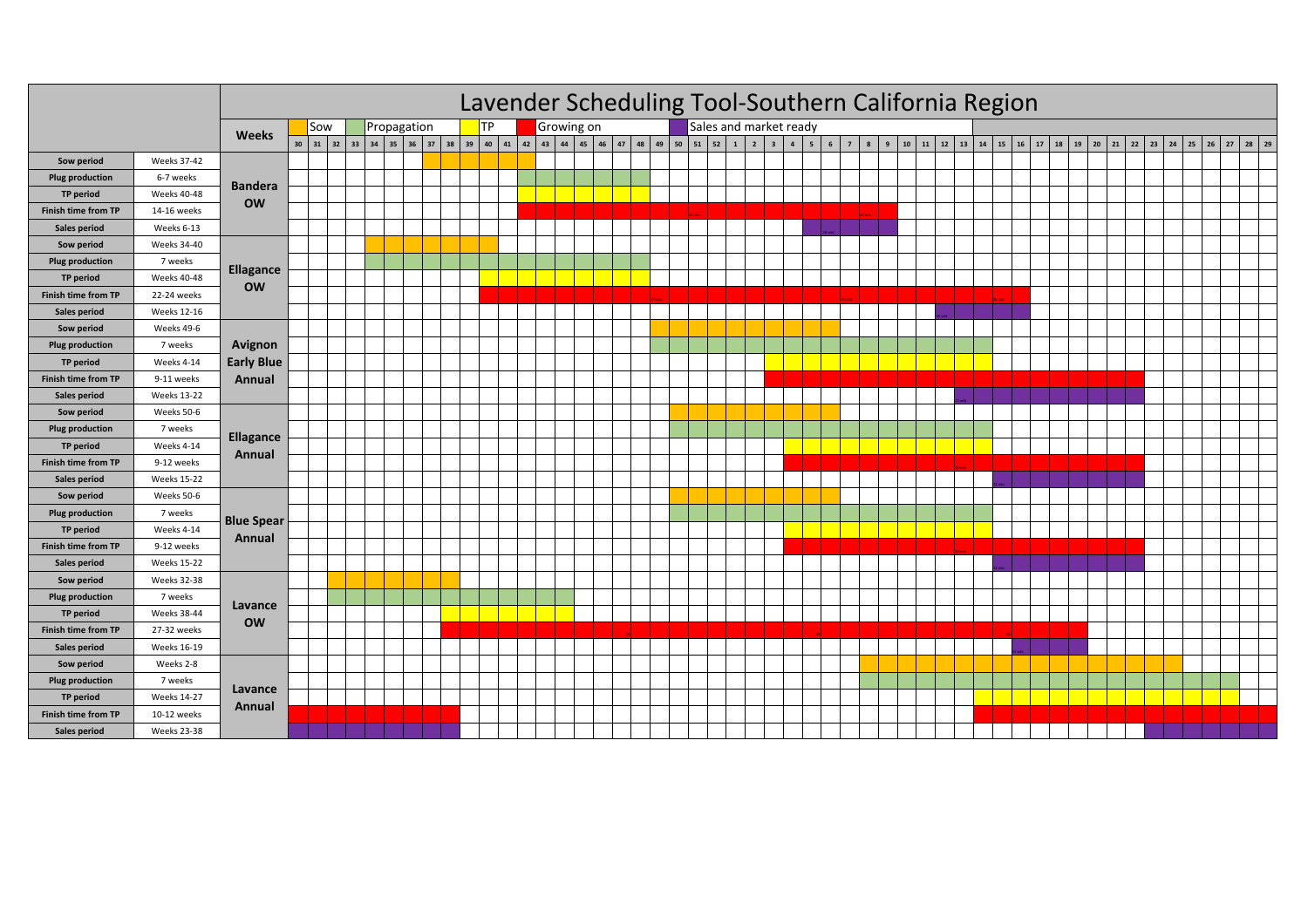# Lavender Scheduling Tool-Southern California Region

Legend: Sow | Propagation | TP | Growing on | Sales and market ready

Weeks: 30 31 32 33 34 35 36 37 38 39 40 41 42 43 44 45 46 47 48 49 50 51 52 1 2 3 4 5 6 7 8 9 10 11 12 13 14 15 16 17 18 19 20 21 22 23 24 25 26 27 28 29

| Variety | Stage | Timing |
|---|---|---|
| Bandera OW | Sow period | Weeks 37-42 |
| | Plug production | 6-7 weeks |
| | TP period | Weeks 40-48 |
| | Finish time from TP | 14-16 weeks |
| | Sales period | Weeks 6-13 |
| Ellagance OW | Sow period | Weeks 34-40 |
| | Plug production | 7 weeks |
| | TP period | Weeks 40-48 |
| | Finish time from TP | 22-24 weeks |
| | Sales period | Weeks 12-16 |
| Avignon Early Blue Annual | Sow period | Weeks 49-6 |
| | Plug production | 7 weeks |
| | TP period | Weeks 4-14 |
| | Finish time from TP | 9-11 weeks |
| | Sales period | Weeks 13-22 |
| Ellagance Annual | Sow period | Weeks 50-6 |
| | Plug production | 7 weeks |
| | TP period | Weeks 4-14 |
| | Finish time from TP | 9-12 weeks |
| | Sales period | Weeks 15-22 |
| Blue Spear Annual | Sow period | Weeks 50-6 |
| | Plug production | 7 weeks |
| | TP period | Weeks 4-14 |
| | Finish time from TP | 9-12 weeks |
| | Sales period | Weeks 15-22 |
| Lavance OW | Sow period | Weeks 32-38 |
| | Plug production | 7 weeks |
| | TP period | Weeks 38-44 |
| | Finish time from TP | 27-32 weeks |
| | Sales period | Weeks 16-19 |
| Lavance Annual | Sow period | Weeks 2-8 |
| | Plug production | 7 weeks |
| | TP period | Weeks 14-27 |
| | Finish time from TP | 10-12 weeks |
| | Sales period | Weeks 23-38 |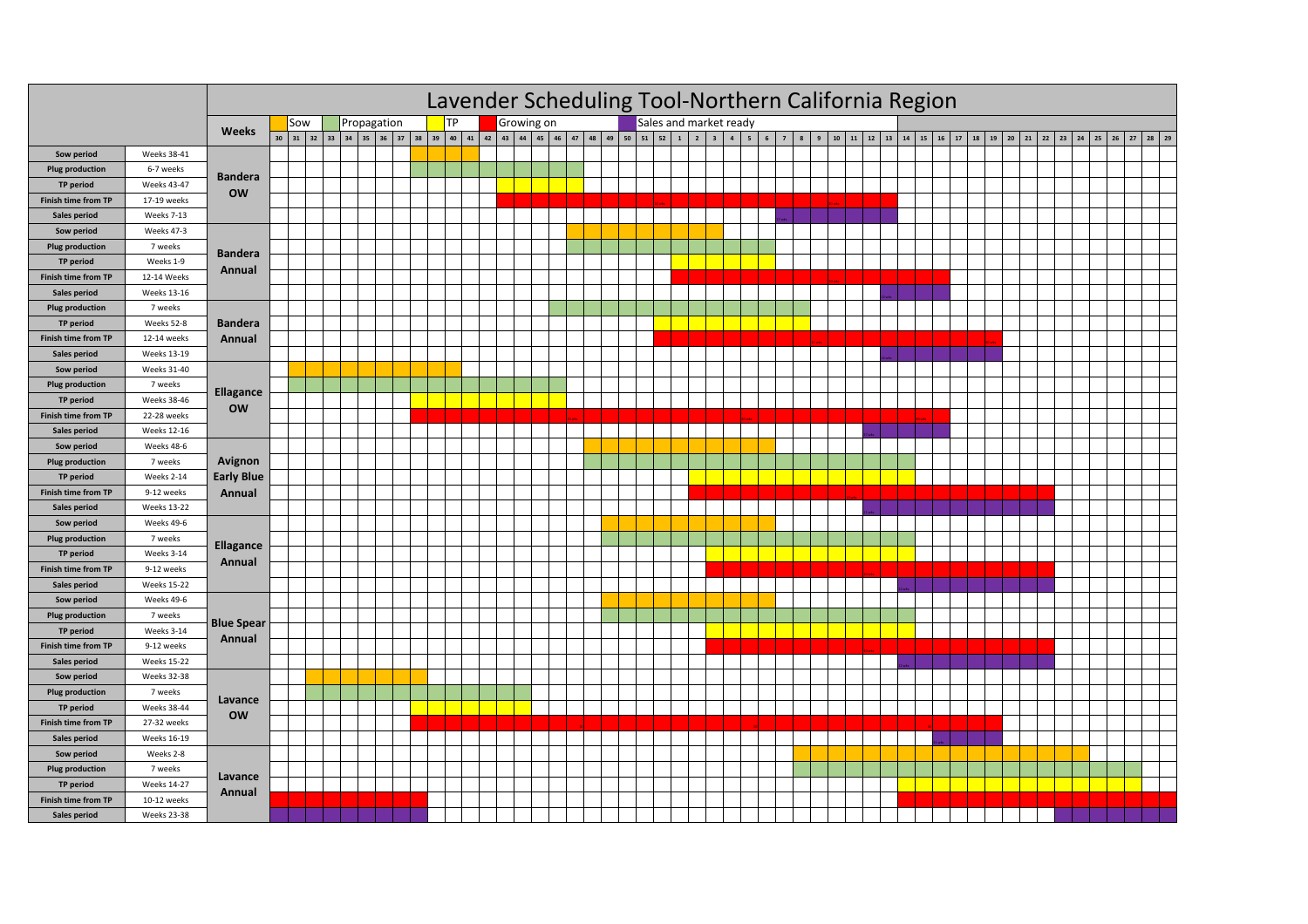# Lavender Scheduling Tool-Northern California Region

Legend: Sow | Propagation | TP | Growing on | Sales and market ready

Weeks: 30, 31, 32, 33, 34, 35, 36, 37, 38, 39, 40, 41, 42, 43, 44, 45, 46, 47, 48, 49, 50, 51, 52, 1, 2, 3, 4, 5, 6, 7, 8, 9, 10, 11, 12, 13, 14, 15, 16, 17, 18, 19, 20, 21, 22, 23, 24, 25, 26, 27, 28, 29

| Stage | Timing | Variety |
|---|---|---|
| Sow period | Weeks 38-41 | Bandera OW |
| Plug production | 6-7 weeks | |
| TP period | Weeks 43-47 | |
| Finish time from TP | 17-19 weeks | |
| Sales period | Weeks 7-13 | |
| Sow period | Weeks 47-3 | Bandera Annual |
| Plug production | 7 weeks | |
| TP period | Weeks 1-9 | |
| Finish time from TP | 12-14 Weeks | |
| Sales period | Weeks 13-16 | |
| Plug production | 7 weeks | Bandera Annual |
| TP period | Weeks 52-8 | |
| Finish time from TP | 12-14 weeks | |
| Sales period | Weeks 13-19 | |
| Sow period | Weeks 31-40 | Ellagance OW |
| Plug production | 7 weeks | |
| TP period | Weeks 38-46 | |
| Finish time from TP | 22-28 weeks | |
| Sales period | Weeks 12-16 | |
| Sow period | Weeks 48-6 | Avignon Early Blue Annual |
| Plug production | 7 weeks | |
| TP period | Weeks 2-14 | |
| Finish time from TP | 9-12 weeks | |
| Sales period | Weeks 13-22 | |
| Sow period | Weeks 49-6 | Ellagance Annual |
| Plug production | 7 weeks | |
| TP period | Weeks 3-14 | |
| Finish time from TP | 9-12 weeks | |
| Sales period | Weeks 15-22 | |
| Sow period | Weeks 49-6 | Blue Spear Annual |
| Plug production | 7 weeks | |
| TP period | Weeks 3-14 | |
| Finish time from TP | 9-12 weeks | |
| Sales period | Weeks 15-22 | |
| Sow period | Weeks 32-38 | Lavance OW |
| Plug production | 7 weeks | |
| TP period | Weeks 38-44 | |
| Finish time from TP | 27-32 weeks | |
| Sales period | Weeks 16-19 | |
| Sow period | Weeks 2-8 | Lavance Annual |
| Plug production | 7 weeks | |
| TP period | Weeks 14-27 | |
| Finish time from TP | 10-12 weeks | |
| Sales period | Weeks 23-38 | |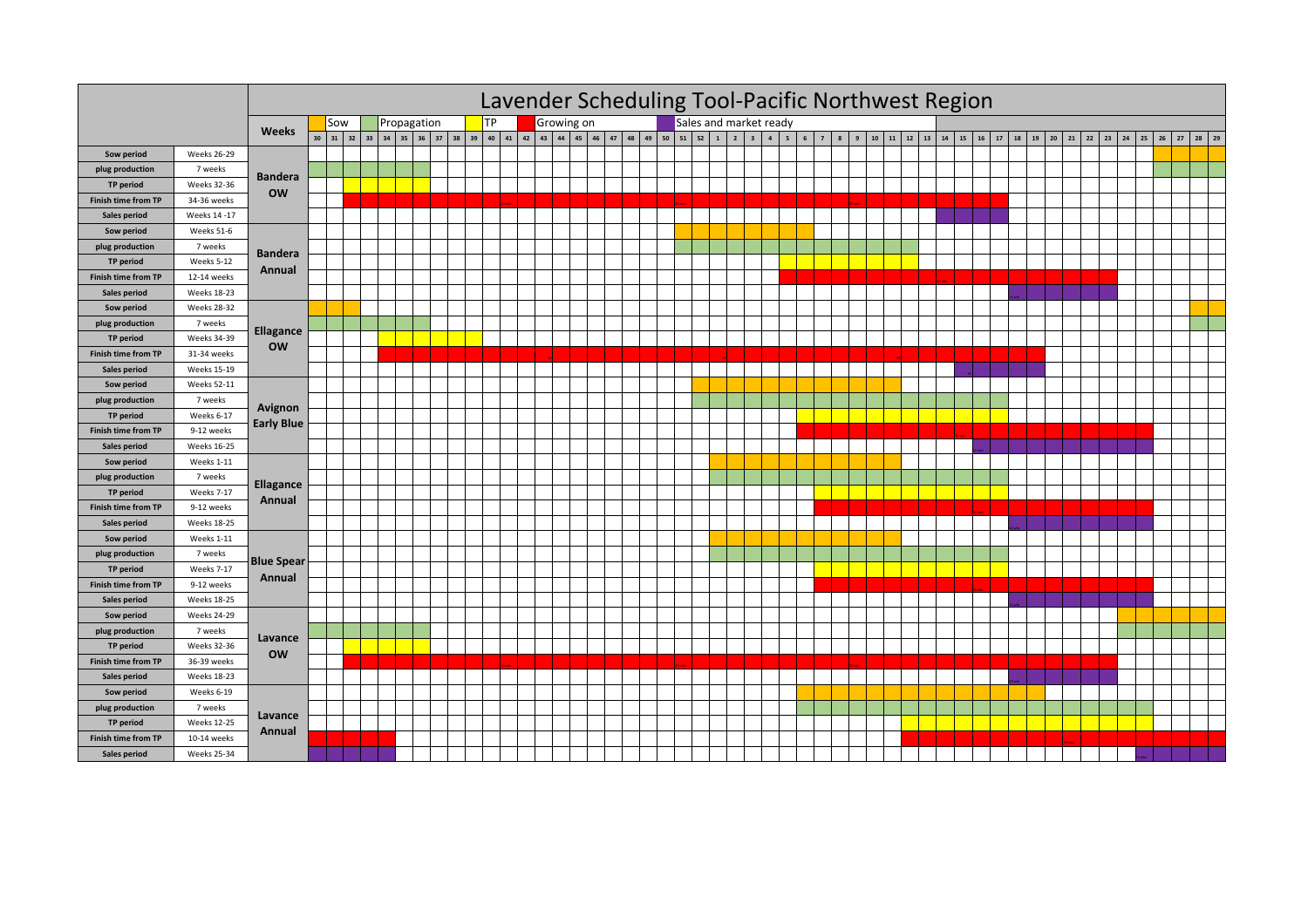# Lavender Scheduling Tool-Pacific Northwest Region

Legend: Sow | Propagation | TP | Growing on | Sales and market ready

Weeks: 30 31 32 33 34 35 36 37 38 39 40 41 42 43 44 45 46 47 48 49 50 51 52 1 2 3 4 5 6 7 8 9 10 11 12 13 14 15 16 17 18 19 20 21 22 23 24 25 26 27 28 29

| Stage | Timing | Variety |
|---|---|---|
| Sow period | Weeks 26-29 | Bandera OW |
| plug production | 7 weeks | |
| TP period | Weeks 32-36 | |
| Finish time from TP | 34-36 weeks | |
| Sales period | Weeks 14 -17 | |
| Sow period | Weeks 51-6 | Bandera Annual |
| plug production | 7 weeks | |
| TP period | Weeks 5-12 | |
| Finish time from TP | 12-14 weeks | |
| Sales period | Weeks 18-23 | |
| Sow period | Weeks 28-32 | Ellagance OW |
| plug production | 7 weeks | |
| TP period | Weeks 34-39 | |
| Finish time from TP | 31-34 weeks | |
| Sales period | Weeks 15-19 | |
| Sow period | Weeks 52-11 | Avignon Early Blue |
| plug production | 7 weeks | |
| TP period | Weeks 6-17 | |
| Finish time from TP | 9-12 weeks | |
| Sales period | Weeks 16-25 | |
| Sow period | Weeks 1-11 | Ellagance Annual |
| plug production | 7 weeks | |
| TP period | Weeks 7-17 | |
| Finish time from TP | 9-12 weeks | |
| Sales period | Weeks 18-25 | |
| Sow period | Weeks 1-11 | Blue Spear Annual |
| plug production | 7 weeks | |
| TP period | Weeks 7-17 | |
| Finish time from TP | 9-12 weeks | |
| Sales period | Weeks 18-25 | |
| Sow period | Weeks 24-29 | Lavance OW |
| plug production | 7 weeks | |
| TP period | Weeks 32-36 | |
| Finish time from TP | 36-39 weeks | |
| Sales period | Weeks 18-23 | |
| Sow period | Weeks 6-19 | Lavance Annual |
| plug production | 7 weeks | |
| TP period | Weeks 12-25 | |
| Finish time from TP | 10-14 weeks | |
| Sales period | Weeks 25-34 | |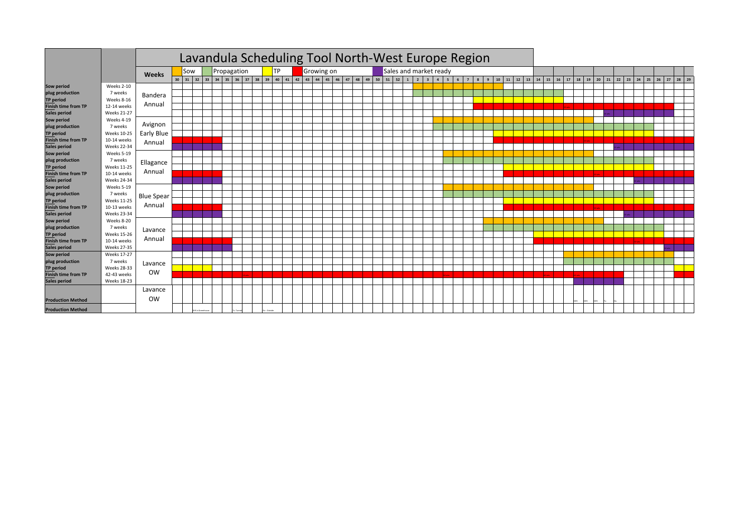# Lavandula Scheduling Tool North-West Europe Region

Sow | Propagation | TP | Growing on | Sales and market ready

Weeks: 30 31 32 33 34 35 36 37 38 39 40 41 42 43 44 45 46 47 48 49 50 51 52 1 2 3 4 5 6 7 8 9 10 11 12 13 14 15 16 17 18 19 20 21 22 23 24 25 26 27 28 29

| | | |
|---|---|---|
| **Sow period** | Weeks 2-10 | Bandera Annual |
| **plug production** | 7 weeks | |
| **TP period** | Weeks 8-16 | |
| **Finish time from TP** | 12-14 weeks | |
| **Sales period** | Weeks 21-27 | |
| **Sow period** | Weeks 4-19 | Avignon Early Blue Annual |
| **plug production** | 7 weeks | |
| **TP period** | Weeks 10-25 | |
| **Finish time from TP** | 10-14 weeks | |
| **Sales period** | Weeks 22-34 | |
| **Sow period** | Weeks 5-19 | Ellagance Annual |
| **plug production** | 7 weeks | |
| **TP period** | Weeks 11-25 | |
| **Finish time from TP** | 10-14 weeks | |
| **Sales period** | Weeks 24-34 | |
| **Sow period** | Weeks 5-19 | Blue Spear Annual |
| **plug production** | 7 weeks | |
| **TP period** | Weeks 11-25 | |
| **Finish time from TP** | 10-13 weeks | |
| **Sales period** | Weeks 23-34 | |
| **Sow period** | Weeks 8-20 | Lavance Annual |
| **plug production** | 7 weeks | |
| **TP period** | Weeks 15-26 | |
| **Finish time from TP** | 10-14 weeks | |
| **Sales period** | Weeks 27-35 | |
| **Sow period** | Weeks 17-27 | Lavance OW |
| **plug production** | 7 weeks | |
| **TP period** | Weeks 28-33 | |
| **Finish time from TP** | 42-43 weeks | |
| **Sales period** | Weeks 18-23 | |
| **Production Method** | | Lavance OW |
| **Production Method** | | |